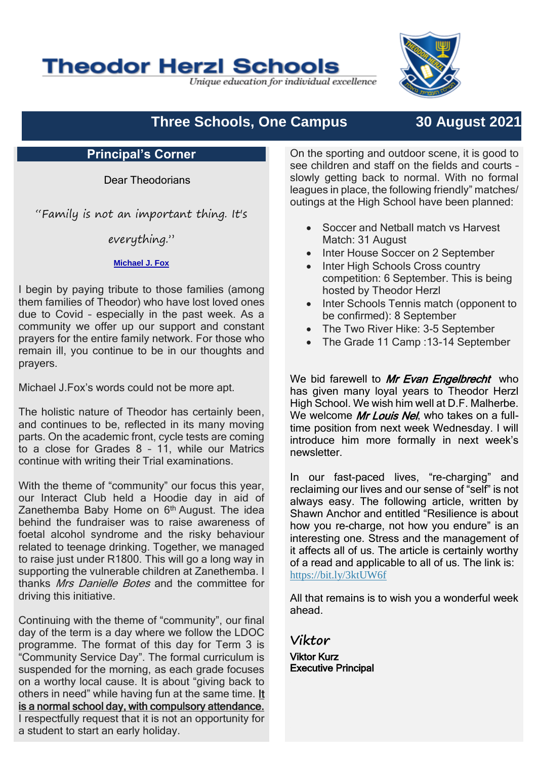# Theodor Herzl Schools

*Unique education for individual excellence*

## Three Schools, One Campus — 30 August 2021

### Principal's Corner

Dear Theodorians

*"Family is not an important thing. It's everything."*

**Michael J. Fox**

I begin by paying tribute to those families (among them families of Theodor) who have lost loved ones due to Covid – especially in the past week. As a community we offer up our support and constant prayers for the entire family network. For those who remain ill, you continue to be in our thoughts and prayers.

Michael J.Fox's words could not be more apt.

The holistic nature of Theodor has certainly been, and continues to be, reflected in its many moving parts. On the academic front, cycle tests are coming to a close for Grades 8 – 11, while our Matrics continue with writing their Trial examinations.

With the theme of "community" our focus this year, our Interact Club held a Hoodie day in aid of Zanethemba Baby Home on 6th August. The idea behind the fundraiser was to raise awareness of foetal alcohol syndrome and the risky behaviour related to teenage drinking. Together, we managed to raise just under R1800. This will go a long way in supporting the vulnerable children at Zanethemba. I thanks *Mrs Danielle Botes* and the committee for driving this initiative.

Continuing with the theme of "community", our final day of the term is a day where we follow the LDOC programme. The format of this day for Term 3 is "Community Service Day". The formal curriculum is suspended for the morning, as each grade focuses on a worthy local cause. It is about "giving back to others in need" while having fun at the same time. **It is a normal school day, with compulsory attendance.** I respectfully request that it is not an opportunity for a student to start an early holiday.

On the sporting and outdoor scene, it is good to see children and staff on the fields and courts – slowly getting back to normal. With no formal leagues in place, the following friendly" matches/ outings at the High School have been planned:

- Soccer and Netball match vs Harvest Match: 31 August
- Inter House Soccer on 2 September
- Inter High Schools Cross country competition: 6 September. This is being hosted by Theodor Herzl
- Inter Schools Tennis match (opponent to be confirmed): 8 September
- The Two River Hike: 3-5 September
- The Grade 11 Camp :13-14 September

We bid farewell to ***Mr Evan Engelbrecht*** who has given many loyal years to Theodor Herzl High School. We wish him well at D.F. Malherbe. We welcome ***Mr Louis Nel***, who takes on a full-time position from next week Wednesday. I will introduce him more formally in next week's newsletter.

In our fast-paced lives, "re-charging" and reclaiming our lives and our sense of "self" is not always easy. The following article, written by Shawn Anchor and entitled "Resilience is about how you re-charge, not how you endure" is an interesting one. Stress and the management of it affects all of us. The article is certainly worthy of a read and applicable to all of us. The link is: https://bit.ly/3ktUW6f

All that remains is to wish you a wonderful week ahead.

*Viktor*

**Viktor Kurz**
**Executive Principal**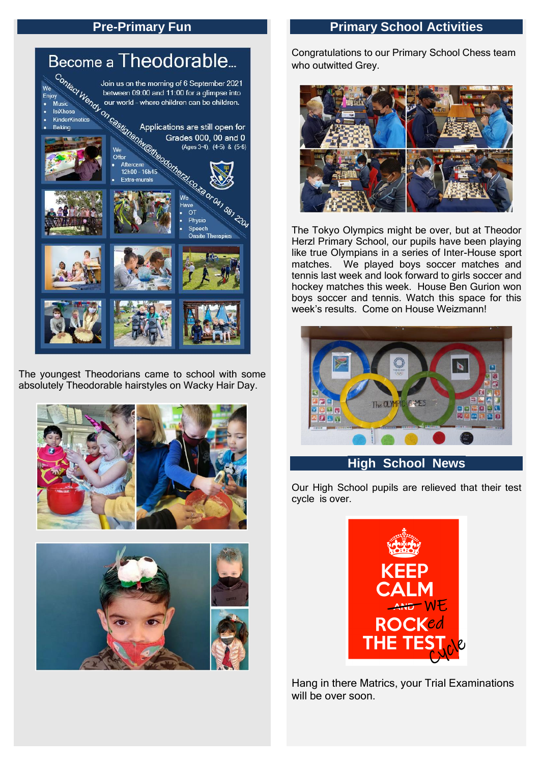## Pre-Primary Fun

# Become a Theodorable...

Contact Wendy on castignaniw@theodorherzl.co.za or 041 581 2204

Join us on the morning of 6 September 2021 between 09:00 and 11:00 for a glimpse into our world – where children can be children.

We Enjoy
- Music
- IsiXhosa
- KinderKinetics
- Baking

Applications are still open for Grades 000, 00 and 0 (Ages 3-4), (4-5) & (5-6)

We Offer
- Aftercare 12h00 - 16h45
- Extra-murals

We Have
- OT
- Physio
- Speech
- Onsite Therapies

The youngest Theodorians came to school with some absolutely Theodorable hairstyles on Wacky Hair Day.

## Primary School Activities

Congratulations to our Primary School Chess team who outwitted Grey.

The Tokyo Olympics might be over, but at Theodor Herzl Primary School, our pupils have been playing like true Olympians in a series of Inter-House sport matches. We played boys soccer matches and tennis last week and look forward to girls soccer and hockey matches this week. House Ben Gurion won boys soccer and tennis. Watch this space for this week's results. Come on House Weizmann!

## High School News

Our High School pupils are relieved that their test cycle is over.

KEEP CALM ~~AND~~ WE ROCKed THE TEST cycle

Hang in there Matrics, your Trial Examinations will be over soon.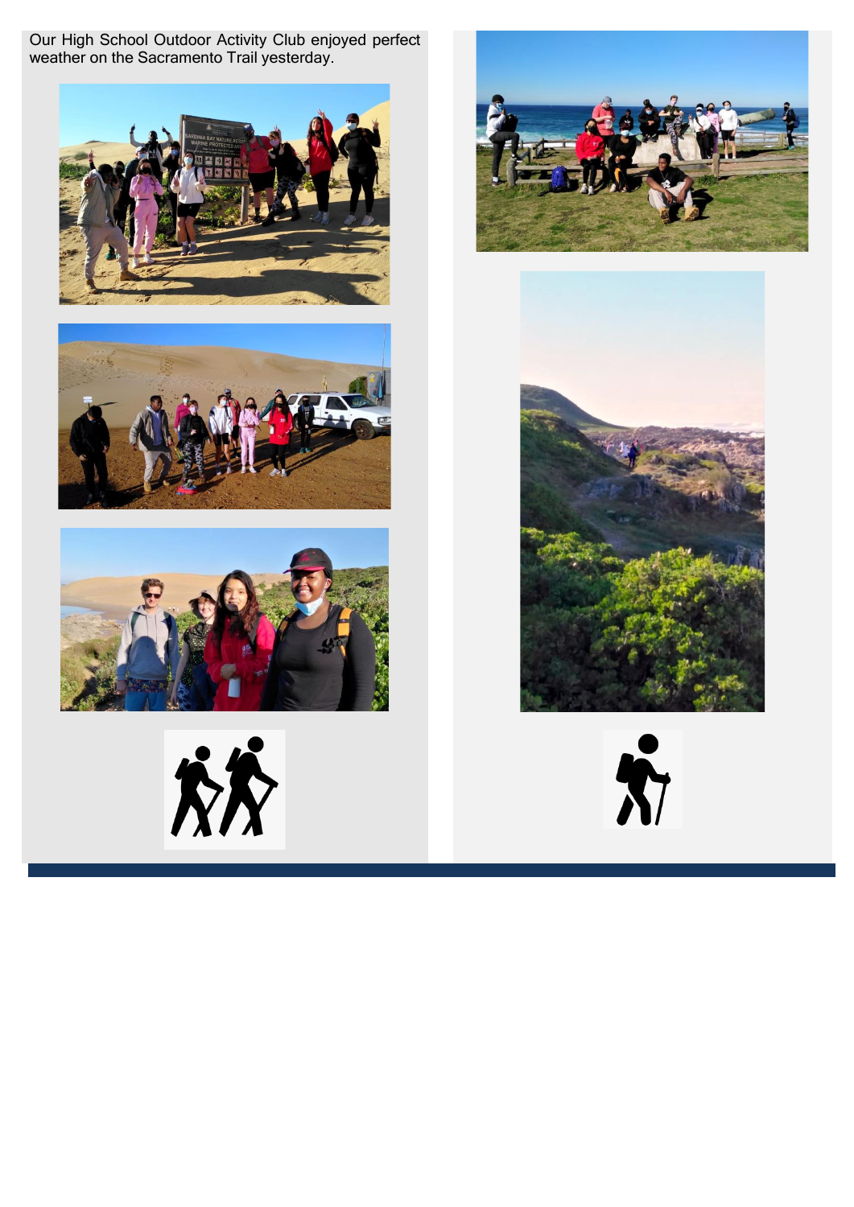Our High School Outdoor Activity Club enjoyed perfect weather on the Sacramento Trail yesterday.